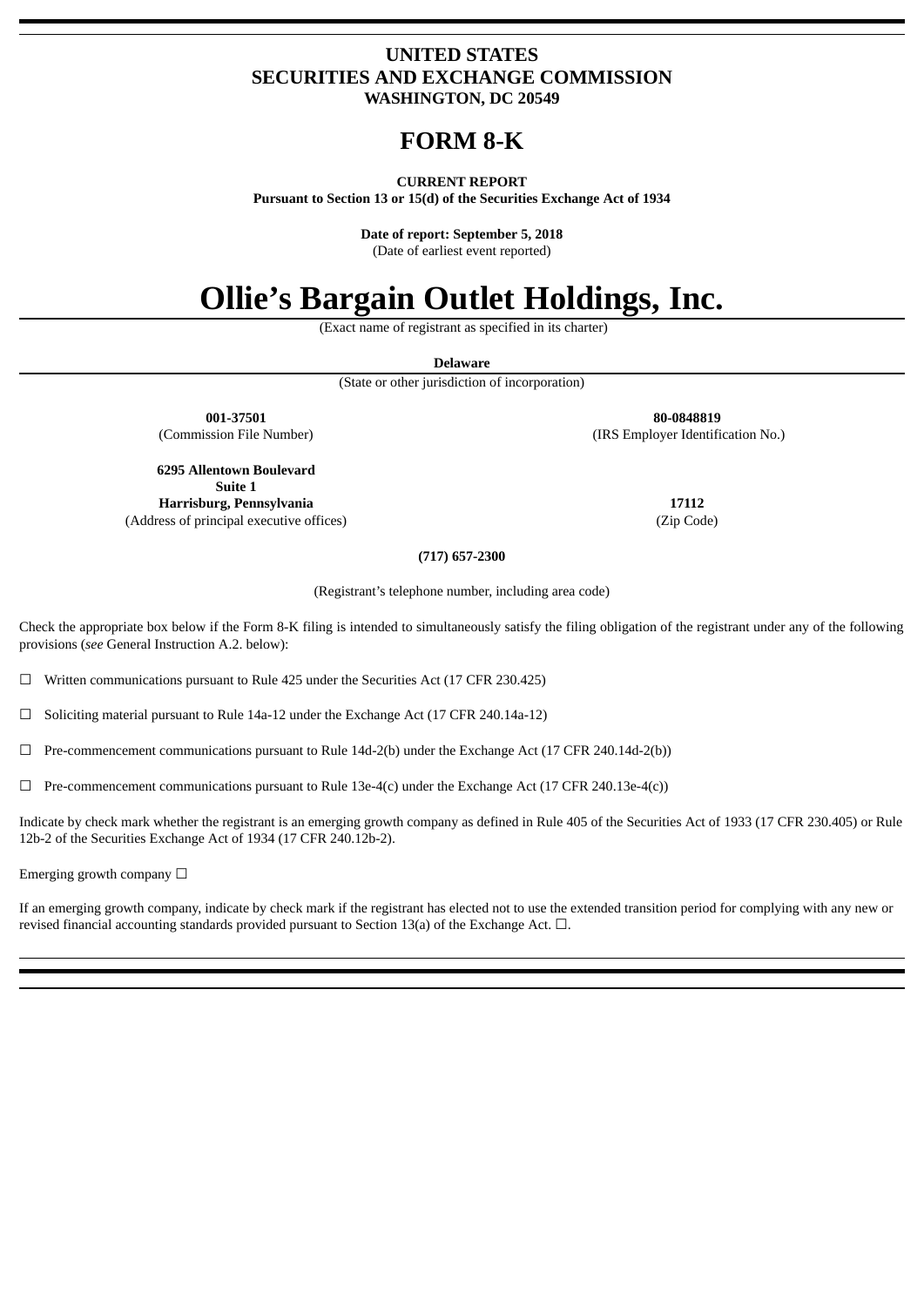**UNITED STATES**
**SECURITIES AND EXCHANGE COMMISSION**
**WASHINGTON, DC 20549**

# FORM 8-K

**CURRENT REPORT**
**Pursuant to Section 13 or 15(d) of the Securities Exchange Act of 1934**

**Date of report: September 5, 2018**
(Date of earliest event reported)

# Ollie's Bargain Outlet Holdings, Inc.

(Exact name of registrant as specified in its charter)

**Delaware**
(State or other jurisdiction of incorporation)

| **001-37501** | **80-0848819** |
|---|---|
| (Commission File Number) | (IRS Employer Identification No.) |

| **6295 Allentown Boulevard Suite 1 Harrisburg, Pennsylvania** | **17112** |
|---|---|
| (Address of principal executive offices) | (Zip Code) |

**(717) 657-2300**

(Registrant's telephone number, including area code)

Check the appropriate box below if the Form 8-K filing is intended to simultaneously satisfy the filing obligation of the registrant under any of the following provisions (*see* General Instruction A.2. below):

☐ Written communications pursuant to Rule 425 under the Securities Act (17 CFR 230.425)

☐ Soliciting material pursuant to Rule 14a-12 under the Exchange Act (17 CFR 240.14a-12)

☐ Pre-commencement communications pursuant to Rule 14d-2(b) under the Exchange Act (17 CFR 240.14d-2(b))

☐ Pre-commencement communications pursuant to Rule 13e-4(c) under the Exchange Act (17 CFR 240.13e-4(c))

Indicate by check mark whether the registrant is an emerging growth company as defined in Rule 405 of the Securities Act of 1933 (17 CFR 230.405) or Rule 12b-2 of the Securities Exchange Act of 1934 (17 CFR 240.12b-2).

Emerging growth company ☐

If an emerging growth company, indicate by check mark if the registrant has elected not to use the extended transition period for complying with any new or revised financial accounting standards provided pursuant to Section 13(a) of the Exchange Act. ☐.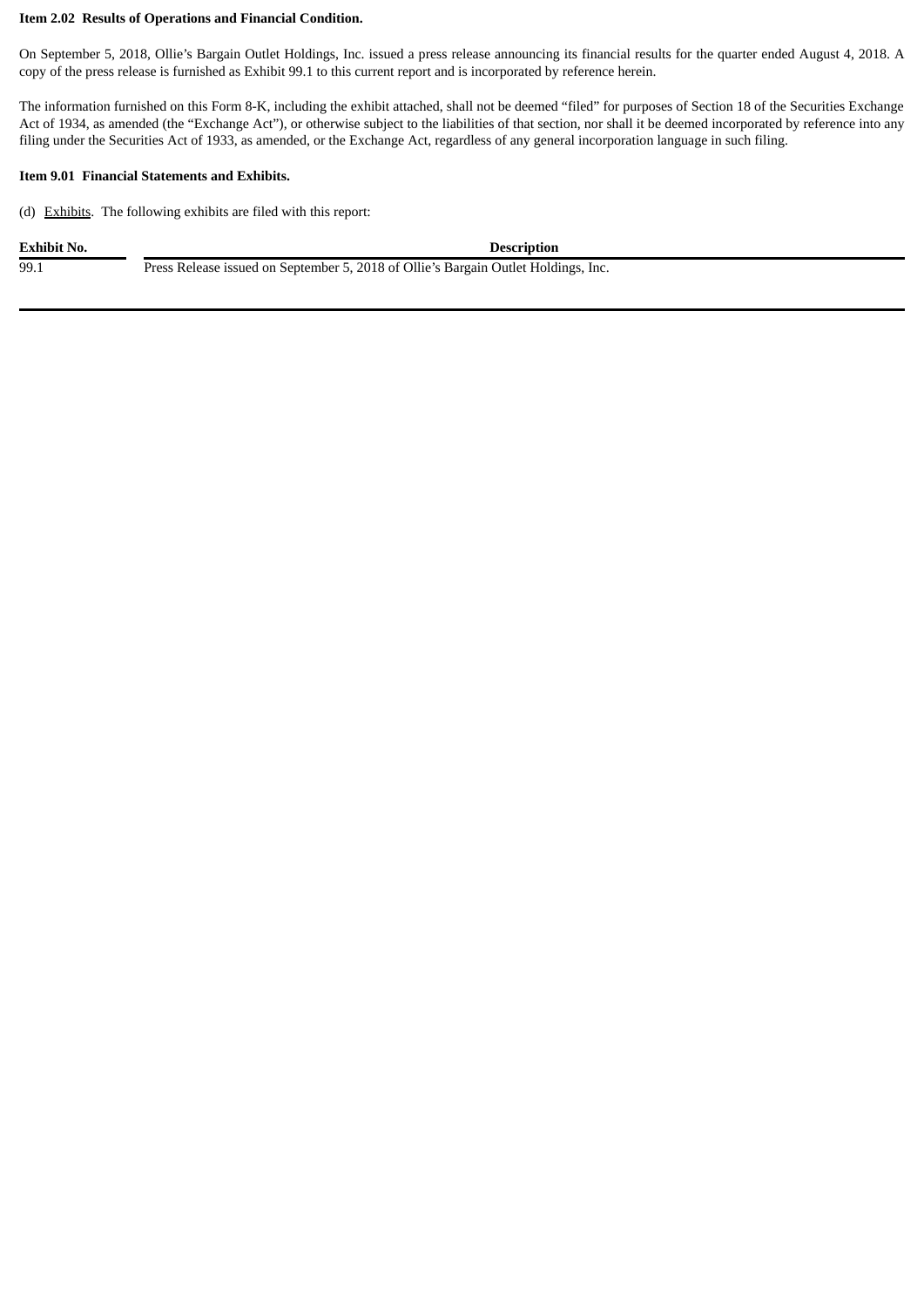**Item 2.02 Results of Operations and Financial Condition.**

On September 5, 2018, Ollie's Bargain Outlet Holdings, Inc. issued a press release announcing its financial results for the quarter ended August 4, 2018. A copy of the press release is furnished as Exhibit 99.1 to this current report and is incorporated by reference herein.

The information furnished on this Form 8-K, including the exhibit attached, shall not be deemed "filed" for purposes of Section 18 of the Securities Exchange Act of 1934, as amended (the "Exchange Act"), or otherwise subject to the liabilities of that section, nor shall it be deemed incorporated by reference into any filing under the Securities Act of 1933, as amended, or the Exchange Act, regardless of any general incorporation language in such filing.

**Item 9.01 Financial Statements and Exhibits.**

(d) Exhibits. The following exhibits are filed with this report:

| Exhibit No. | Description |
|---|---|
| 99.1 | Press Release issued on September 5, 2018 of Ollie's Bargain Outlet Holdings, Inc. |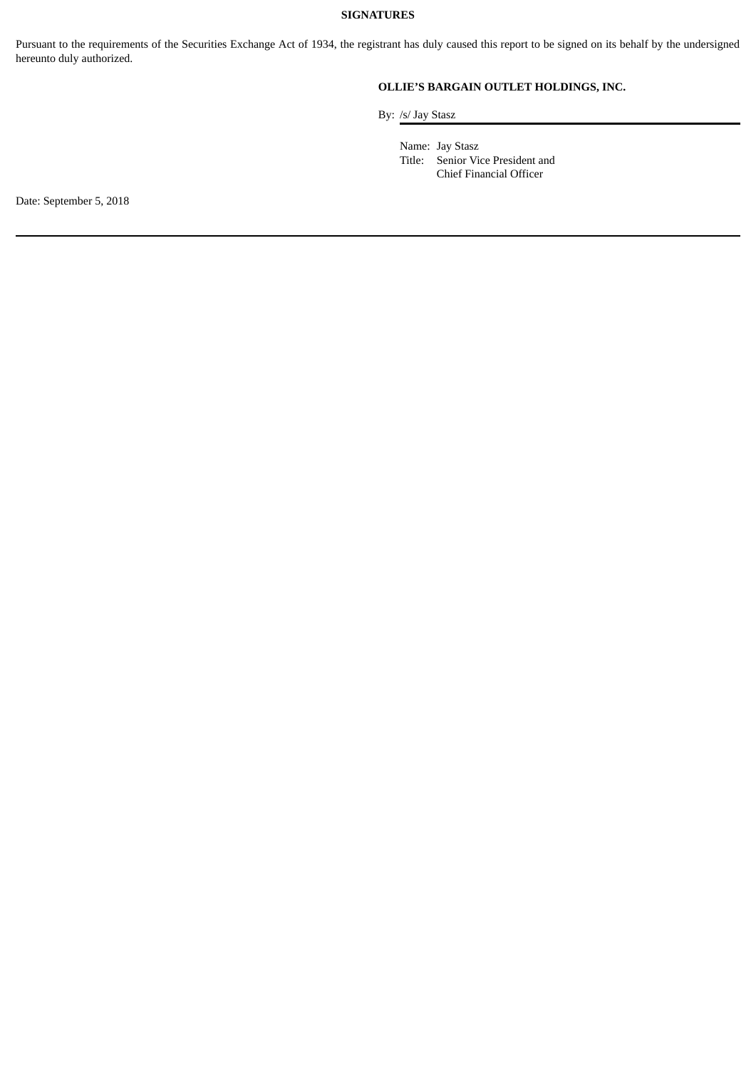**SIGNATURES**

Pursuant to the requirements of the Securities Exchange Act of 1934, the registrant has duly caused this report to be signed on its behalf by the undersigned hereunto duly authorized.

**OLLIE'S BARGAIN OUTLET HOLDINGS, INC.**

By: /s/ Jay Stasz

Name: Jay Stasz
Title: Senior Vice President and Chief Financial Officer

Date: September 5, 2018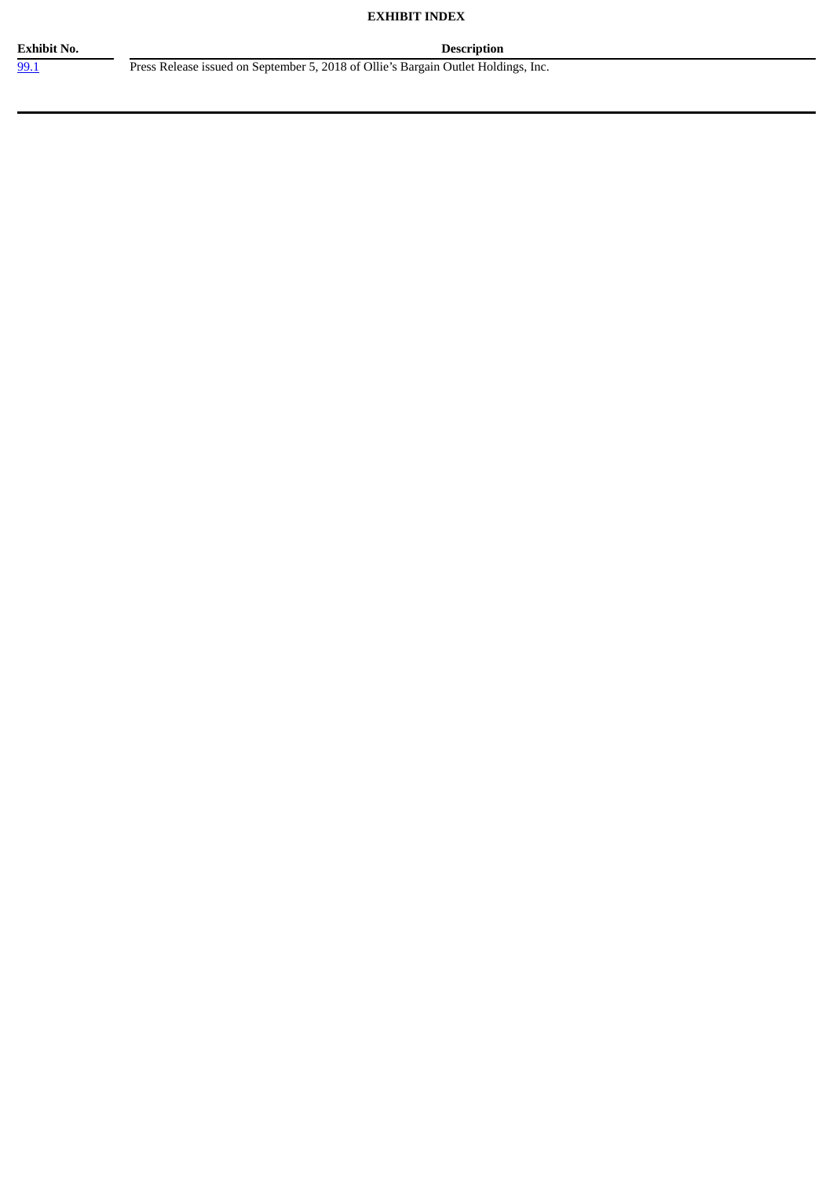**EXHIBIT INDEX**

| Exhibit No. | Description |
| --- | --- |
| 99.1 | Press Release issued on September 5, 2018 of Ollie's Bargain Outlet Holdings, Inc. |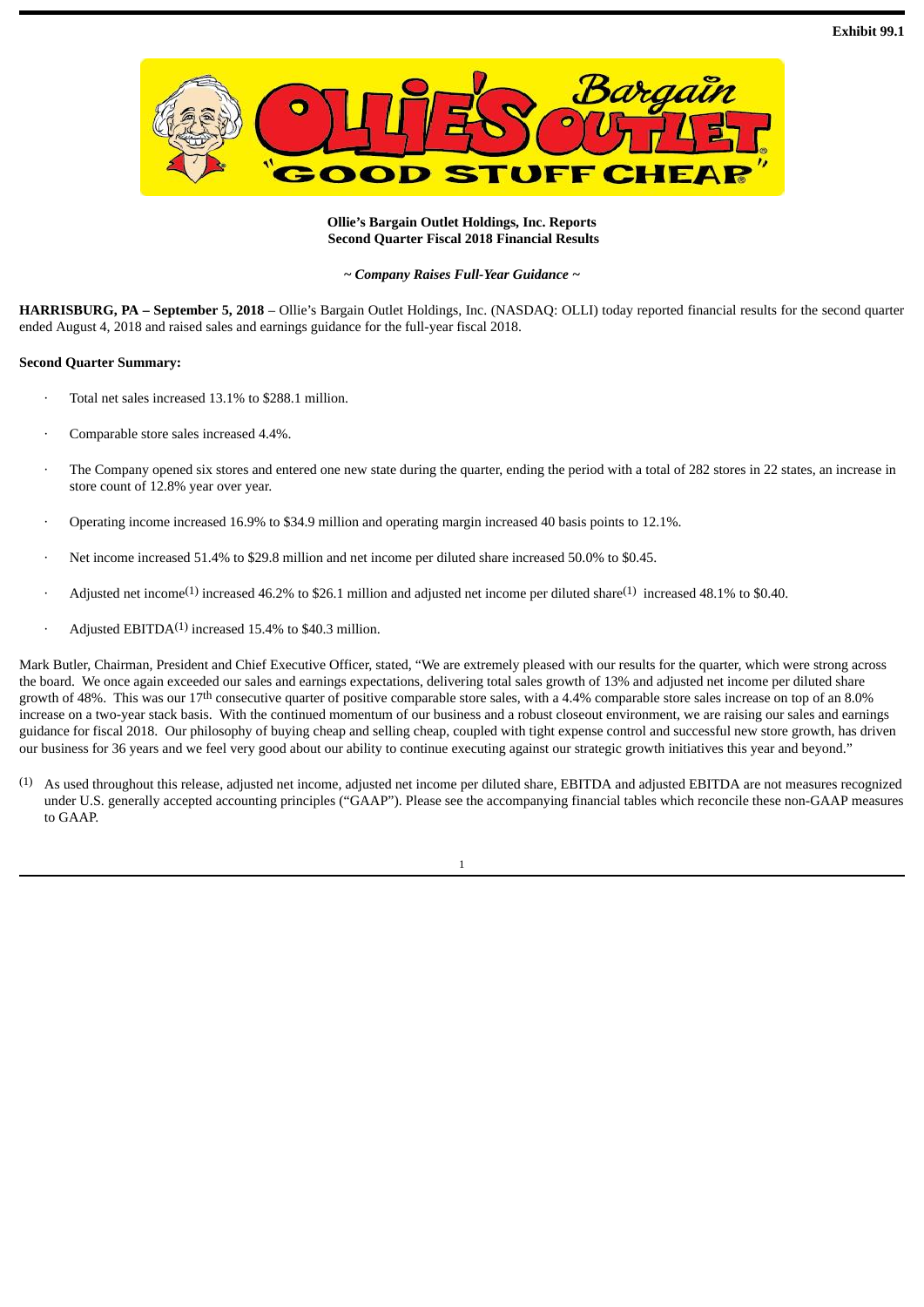Exhibit 99.1

**Ollie's Bargain Outlet Holdings, Inc. Reports**
**Second Quarter Fiscal 2018 Financial Results**

***~ Company Raises Full-Year Guidance ~***

**HARRISBURG, PA – September 5, 2018** – Ollie's Bargain Outlet Holdings, Inc. (NASDAQ: OLLI) today reported financial results for the second quarter ended August 4, 2018 and raised sales and earnings guidance for the full-year fiscal 2018.

**Second Quarter Summary:**

- Total net sales increased 13.1% to $288.1 million.
- Comparable store sales increased 4.4%.
- The Company opened six stores and entered one new state during the quarter, ending the period with a total of 282 stores in 22 states, an increase in store count of 12.8% year over year.
- Operating income increased 16.9% to $34.9 million and operating margin increased 40 basis points to 12.1%.
- Net income increased 51.4% to $29.8 million and net income per diluted share increased 50.0% to $0.45.
- Adjusted net income[(1)] increased 46.2% to $26.1 million and adjusted net income per diluted share[(1)] increased 48.1% to $0.40.
- Adjusted EBITDA[(1)] increased 15.4% to $40.3 million.

Mark Butler, Chairman, President and Chief Executive Officer, stated, "We are extremely pleased with our results for the quarter, which were strong across the board. We once again exceeded our sales and earnings expectations, delivering total sales growth of 13% and adjusted net income per diluted share growth of 48%. This was our 17th consecutive quarter of positive comparable store sales, with a 4.4% comparable store sales increase on top of an 8.0% increase on a two-year stack basis. With the continued momentum of our business and a robust closeout environment, we are raising our sales and earnings guidance for fiscal 2018. Our philosophy of buying cheap and selling cheap, coupled with tight expense control and successful new store growth, has driven our business for 36 years and we feel very good about our ability to continue executing against our strategic growth initiatives this year and beyond."

(1) As used throughout this release, adjusted net income, adjusted net income per diluted share, EBITDA and adjusted EBITDA are not measures recognized under U.S. generally accepted accounting principles ("GAAP"). Please see the accompanying financial tables which reconcile these non-GAAP measures to GAAP.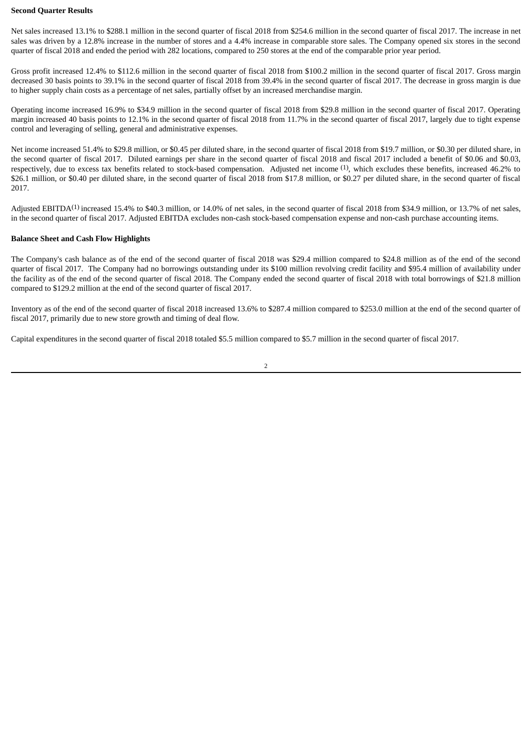**Second Quarter Results**

Net sales increased 13.1% to $288.1 million in the second quarter of fiscal 2018 from $254.6 million in the second quarter of fiscal 2017. The increase in net sales was driven by a 12.8% increase in the number of stores and a 4.4% increase in comparable store sales. The Company opened six stores in the second quarter of fiscal 2018 and ended the period with 282 locations, compared to 250 stores at the end of the comparable prior year period.

Gross profit increased 12.4% to $112.6 million in the second quarter of fiscal 2018 from $100.2 million in the second quarter of fiscal 2017. Gross margin decreased 30 basis points to 39.1% in the second quarter of fiscal 2018 from 39.4% in the second quarter of fiscal 2017. The decrease in gross margin is due to higher supply chain costs as a percentage of net sales, partially offset by an increased merchandise margin.

Operating income increased 16.9% to $34.9 million in the second quarter of fiscal 2018 from $29.8 million in the second quarter of fiscal 2017. Operating margin increased 40 basis points to 12.1% in the second quarter of fiscal 2018 from 11.7% in the second quarter of fiscal 2017, largely due to tight expense control and leveraging of selling, general and administrative expenses.

Net income increased 51.4% to $29.8 million, or $0.45 per diluted share, in the second quarter of fiscal 2018 from $19.7 million, or $0.30 per diluted share, in the second quarter of fiscal 2017. Diluted earnings per share in the second quarter of fiscal 2018 and fiscal 2017 included a benefit of $0.06 and $0.03, respectively, due to excess tax benefits related to stock-based compensation. Adjusted net income [(1)], which excludes these benefits, increased 46.2% to $26.1 million, or $0.40 per diluted share, in the second quarter of fiscal 2018 from $17.8 million, or $0.27 per diluted share, in the second quarter of fiscal 2017.

Adjusted EBITDA[(1)] increased 15.4% to $40.3 million, or 14.0% of net sales, in the second quarter of fiscal 2018 from $34.9 million, or 13.7% of net sales, in the second quarter of fiscal 2017. Adjusted EBITDA excludes non-cash stock-based compensation expense and non-cash purchase accounting items.

**Balance Sheet and Cash Flow Highlights**

The Company's cash balance as of the end of the second quarter of fiscal 2018 was $29.4 million compared to $24.8 million as of the end of the second quarter of fiscal 2017. The Company had no borrowings outstanding under its $100 million revolving credit facility and $95.4 million of availability under the facility as of the end of the second quarter of fiscal 2018. The Company ended the second quarter of fiscal 2018 with total borrowings of $21.8 million compared to $129.2 million at the end of the second quarter of fiscal 2017.

Inventory as of the end of the second quarter of fiscal 2018 increased 13.6% to $287.4 million compared to $253.0 million at the end of the second quarter of fiscal 2017, primarily due to new store growth and timing of deal flow.

Capital expenditures in the second quarter of fiscal 2018 totaled $5.5 million compared to $5.7 million in the second quarter of fiscal 2017.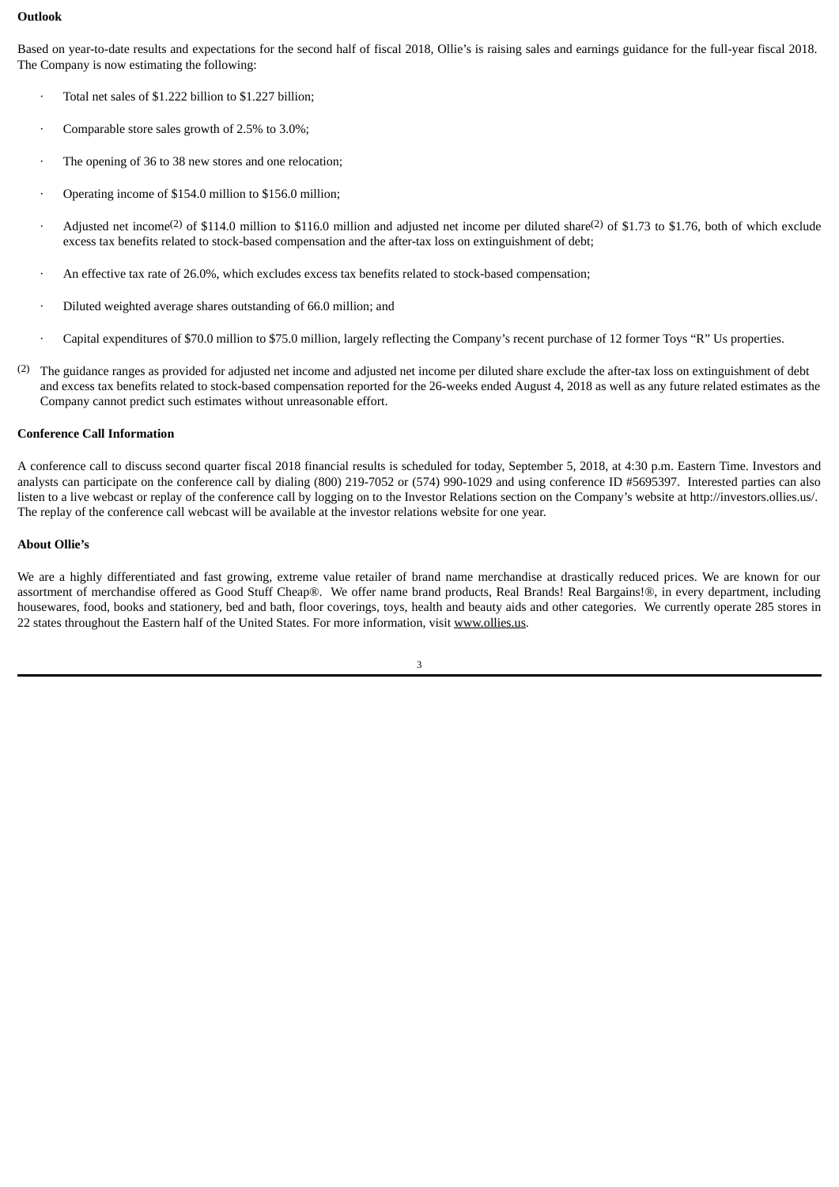**Outlook**

Based on year-to-date results and expectations for the second half of fiscal 2018, Ollie's is raising sales and earnings guidance for the full-year fiscal 2018. The Company is now estimating the following:

- Total net sales of $1.222 billion to $1.227 billion;
- Comparable store sales growth of 2.5% to 3.0%;
- The opening of 36 to 38 new stores and one relocation;
- Operating income of $154.0 million to $156.0 million;
- Adjusted net income[2] of $114.0 million to $116.0 million and adjusted net income per diluted share[2] of $1.73 to $1.76, both of which exclude excess tax benefits related to stock-based compensation and the after-tax loss on extinguishment of debt;
- An effective tax rate of 26.0%, which excludes excess tax benefits related to stock-based compensation;
- Diluted weighted average shares outstanding of 66.0 million; and
- Capital expenditures of $70.0 million to $75.0 million, largely reflecting the Company's recent purchase of 12 former Toys "R" Us properties.

[2] The guidance ranges as provided for adjusted net income and adjusted net income per diluted share exclude the after-tax loss on extinguishment of debt and excess tax benefits related to stock-based compensation reported for the 26-weeks ended August 4, 2018 as well as any future related estimates as the Company cannot predict such estimates without unreasonable effort.

**Conference Call Information**

A conference call to discuss second quarter fiscal 2018 financial results is scheduled for today, September 5, 2018, at 4:30 p.m. Eastern Time. Investors and analysts can participate on the conference call by dialing (800) 219-7052 or (574) 990-1029 and using conference ID #5695397. Interested parties can also listen to a live webcast or replay of the conference call by logging on to the Investor Relations section on the Company's website at http://investors.ollies.us/. The replay of the conference call webcast will be available at the investor relations website for one year.

**About Ollie's**

We are a highly differentiated and fast growing, extreme value retailer of brand name merchandise at drastically reduced prices. We are known for our assortment of merchandise offered as Good Stuff Cheap®. We offer name brand products, Real Brands! Real Bargains!®, in every department, including housewares, food, books and stationery, bed and bath, floor coverings, toys, health and beauty aids and other categories. We currently operate 285 stores in 22 states throughout the Eastern half of the United States. For more information, visit www.ollies.us.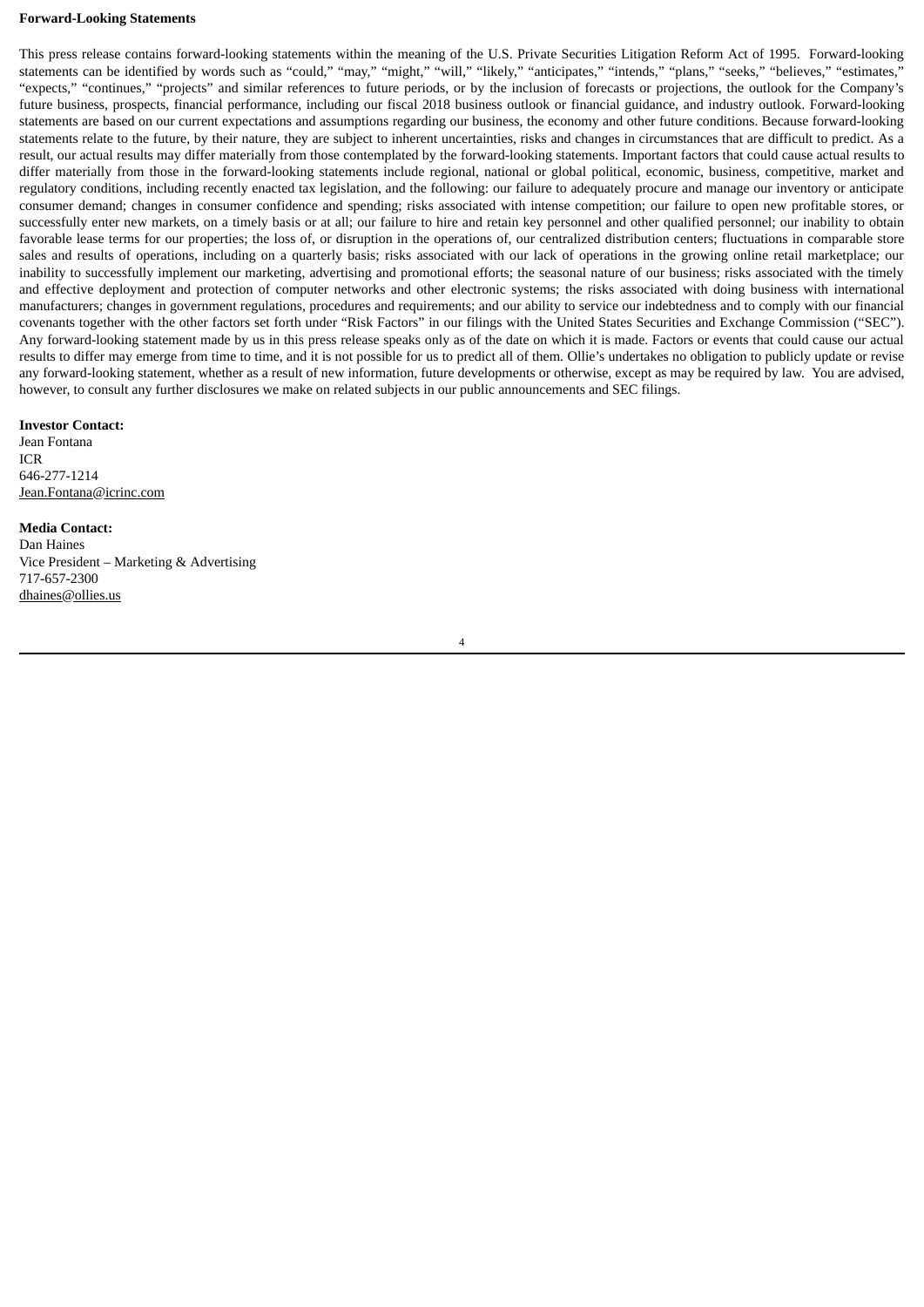**Forward-Looking Statements**

This press release contains forward-looking statements within the meaning of the U.S. Private Securities Litigation Reform Act of 1995. Forward-looking statements can be identified by words such as "could," "may," "might," "will," "likely," "anticipates," "intends," "plans," "seeks," "believes," "estimates," "expects," "continues," "projects" and similar references to future periods, or by the inclusion of forecasts or projections, the outlook for the Company's future business, prospects, financial performance, including our fiscal 2018 business outlook or financial guidance, and industry outlook. Forward-looking statements are based on our current expectations and assumptions regarding our business, the economy and other future conditions. Because forward-looking statements relate to the future, by their nature, they are subject to inherent uncertainties, risks and changes in circumstances that are difficult to predict. As a result, our actual results may differ materially from those contemplated by the forward-looking statements. Important factors that could cause actual results to differ materially from those in the forward-looking statements include regional, national or global political, economic, business, competitive, market and regulatory conditions, including recently enacted tax legislation, and the following: our failure to adequately procure and manage our inventory or anticipate consumer demand; changes in consumer confidence and spending; risks associated with intense competition; our failure to open new profitable stores, or successfully enter new markets, on a timely basis or at all; our failure to hire and retain key personnel and other qualified personnel; our inability to obtain favorable lease terms for our properties; the loss of, or disruption in the operations of, our centralized distribution centers; fluctuations in comparable store sales and results of operations, including on a quarterly basis; risks associated with our lack of operations in the growing online retail marketplace; our inability to successfully implement our marketing, advertising and promotional efforts; the seasonal nature of our business; risks associated with the timely and effective deployment and protection of computer networks and other electronic systems; the risks associated with doing business with international manufacturers; changes in government regulations, procedures and requirements; and our ability to service our indebtedness and to comply with our financial covenants together with the other factors set forth under "Risk Factors" in our filings with the United States Securities and Exchange Commission ("SEC"). Any forward-looking statement made by us in this press release speaks only as of the date on which it is made. Factors or events that could cause our actual results to differ may emerge from time to time, and it is not possible for us to predict all of them. Ollie's undertakes no obligation to publicly update or revise any forward-looking statement, whether as a result of new information, future developments or otherwise, except as may be required by law. You are advised, however, to consult any further disclosures we make on related subjects in our public announcements and SEC filings.

**Investor Contact:**
Jean Fontana
ICR
646-277-1214
Jean.Fontana@icrinc.com

**Media Contact:**
Dan Haines
Vice President – Marketing & Advertising
717-657-2300
dhaines@ollies.us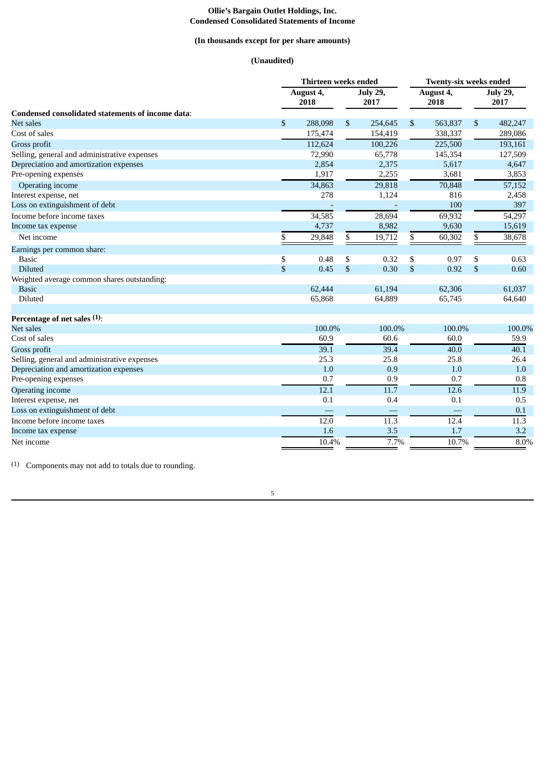**Ollie's Bargain Outlet Holdings, Inc.**
**Condensed Consolidated Statements of Income**

**(In thousands except for per share amounts)**

**(Unaudited)**

| | Thirteen weeks ended | | Twenty-six weeks ended | |
|---|---|---|---|---|
| | August 4, 2018 | July 29, 2017 | August 4, 2018 | July 29, 2017 |
| **Condensed consolidated statements of income data**: | | | | |
| Net sales | $ 288,098 | $ 254,645 | $ 563,837 | $ 482,247 |
| Cost of sales | 175,474 | 154,419 | 338,337 | 289,086 |
| Gross profit | 112,624 | 100,226 | 225,500 | 193,161 |
| Selling, general and administrative expenses | 72,990 | 65,778 | 145,354 | 127,509 |
| Depreciation and amortization expenses | 2,854 | 2,375 | 5,617 | 4,647 |
| Pre-opening expenses | 1,917 | 2,255 | 3,681 | 3,853 |
| Operating income | 34,863 | 29,818 | 70,848 | 57,152 |
| Interest expense, net | 278 | 1,124 | 816 | 2,458 |
| Loss on extinguishment of debt | - | - | 100 | 397 |
| Income before income taxes | 34,585 | 28,694 | 69,932 | 54,297 |
| Income tax expense | 4,737 | 8,982 | 9,630 | 15,619 |
| Net income | $ 29,848 | $ 19,712 | $ 60,302 | $ 38,678 |
| Earnings per common share: | | | | |
| Basic | $ 0.48 | $ 0.32 | $ 0.97 | $ 0.63 |
| Diluted | $ 0.45 | $ 0.30 | $ 0.92 | $ 0.60 |
| Weighted average common shares outstanding: | | | | |
| Basic | 62,444 | 61,194 | 62,306 | 61,037 |
| Diluted | 65,868 | 64,889 | 65,745 | 64,640 |
| | | | | |
| **Percentage of net sales [(1)]**: | | | | |
| Net sales | 100.0% | 100.0% | 100.0% | 100.0% |
| Cost of sales | 60.9 | 60.6 | 60.0 | 59.9 |
| Gross profit | 39.1 | 39.4 | 40.0 | 40.1 |
| Selling, general and administrative expenses | 25.3 | 25.8 | 25.8 | 26.4 |
| Depreciation and amortization expenses | 1.0 | 0.9 | 1.0 | 1.0 |
| Pre-opening expenses | 0.7 | 0.9 | 0.7 | 0.8 |
| Operating income | 12.1 | 11.7 | 12.6 | 11.9 |
| Interest expense, net | 0.1 | 0.4 | 0.1 | 0.5 |
| Loss on extinguishment of debt | — | — | — | 0.1 |
| Income before income taxes | 12.0 | 11.3 | 12.4 | 11.3 |
| Income tax expense | 1.6 | 3.5 | 1.7 | 3.2 |
| Net income | 10.4% | 7.7% | 10.7% | 8.0% |

(1) Components may not add to totals due to rounding.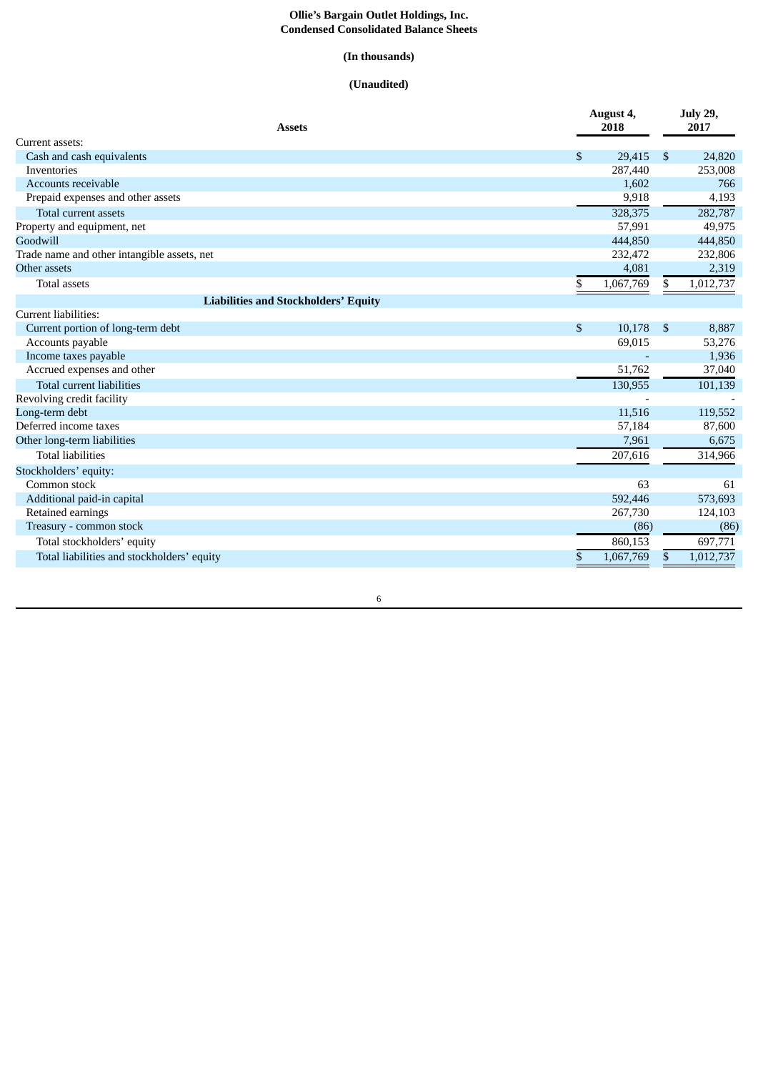**Ollie's Bargain Outlet Holdings, Inc.**
**Condensed Consolidated Balance Sheets**

**(In thousands)**

**(Unaudited)**

| Assets | August 4, 2018 | July 29, 2017 |
|---|---|---|
| Current assets: | | |
| Cash and cash equivalents | $ 29,415 | $ 24,820 |
| Inventories | 287,440 | 253,008 |
| Accounts receivable | 1,602 | 766 |
| Prepaid expenses and other assets | 9,918 | 4,193 |
| Total current assets | 328,375 | 282,787 |
| Property and equipment, net | 57,991 | 49,975 |
| Goodwill | 444,850 | 444,850 |
| Trade name and other intangible assets, net | 232,472 | 232,806 |
| Other assets | 4,081 | 2,319 |
| Total assets | $ 1,067,769 | $ 1,012,737 |
| **Liabilities and Stockholders' Equity** | | |
| Current liabilities: | | |
| Current portion of long-term debt | $ 10,178 | $ 8,887 |
| Accounts payable | 69,015 | 53,276 |
| Income taxes payable | - | 1,936 |
| Accrued expenses and other | 51,762 | 37,040 |
| Total current liabilities | 130,955 | 101,139 |
| Revolving credit facility | - | - |
| Long-term debt | 11,516 | 119,552 |
| Deferred income taxes | 57,184 | 87,600 |
| Other long-term liabilities | 7,961 | 6,675 |
| Total liabilities | 207,616 | 314,966 |
| Stockholders' equity: | | |
| Common stock | 63 | 61 |
| Additional paid-in capital | 592,446 | 573,693 |
| Retained earnings | 267,730 | 124,103 |
| Treasury - common stock | (86) | (86) |
| Total stockholders' equity | 860,153 | 697,771 |
| Total liabilities and stockholders' equity | $ 1,067,769 | $ 1,012,737 |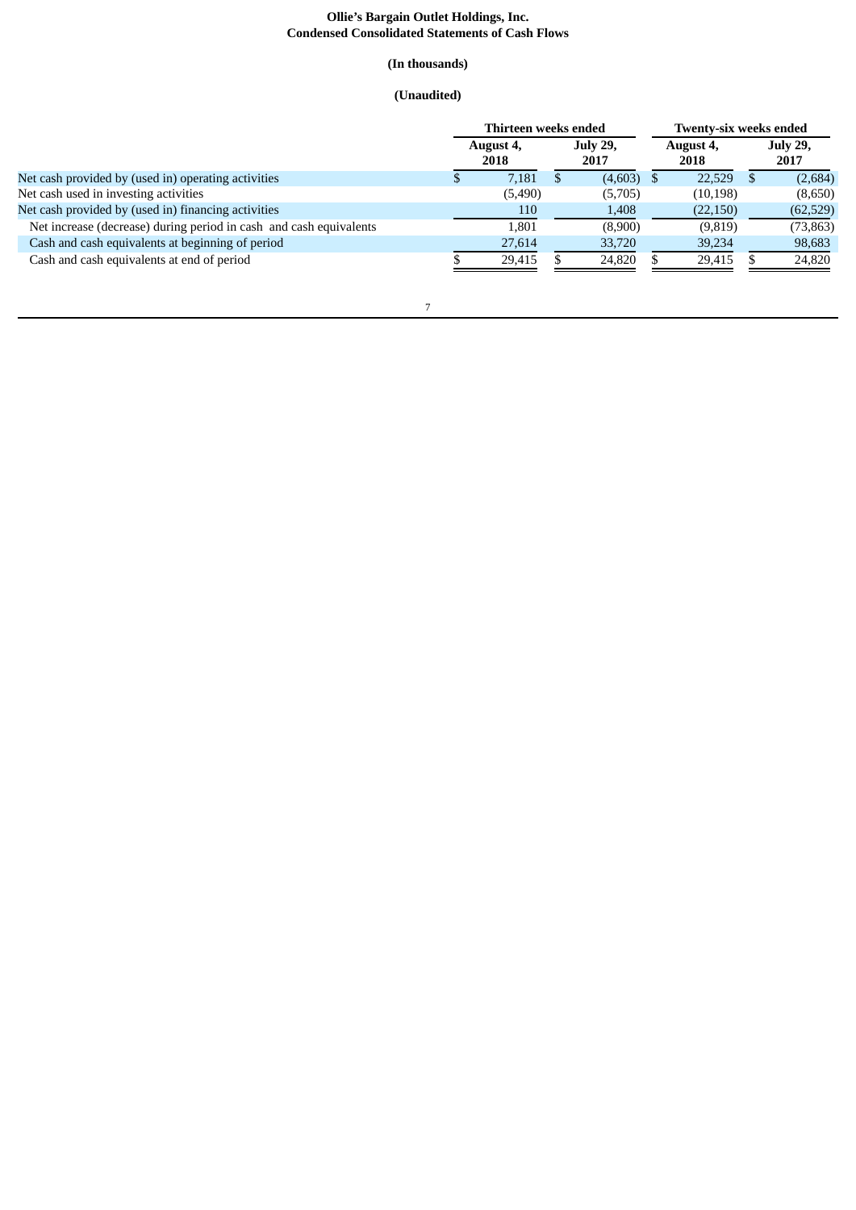# Ollie's Bargain Outlet Holdings, Inc.
## Condensed Consolidated Statements of Cash Flows

**(In thousands)**

**(Unaudited)**

| | Thirteen weeks ended | | Twenty-six weeks ended | |
|---|---|---|---|---|
| | August 4, 2018 | July 29, 2017 | August 4, 2018 | July 29, 2017 |
| Net cash provided by (used in) operating activities | $ 7,181 | $ (4,603) | $ 22,529 | $ (2,684) |
| Net cash used in investing activities | (5,490) | (5,705) | (10,198) | (8,650) |
| Net cash provided by (used in) financing activities | 110 | 1,408 | (22,150) | (62,529) |
| Net increase (decrease) during period in cash and cash equivalents | 1,801 | (8,900) | (9,819) | (73,863) |
| Cash and cash equivalents at beginning of period | 27,614 | 33,720 | 39,234 | 98,683 |
| Cash and cash equivalents at end of period | $ 29,415 | $ 24,820 | $ 29,415 | $ 24,820 |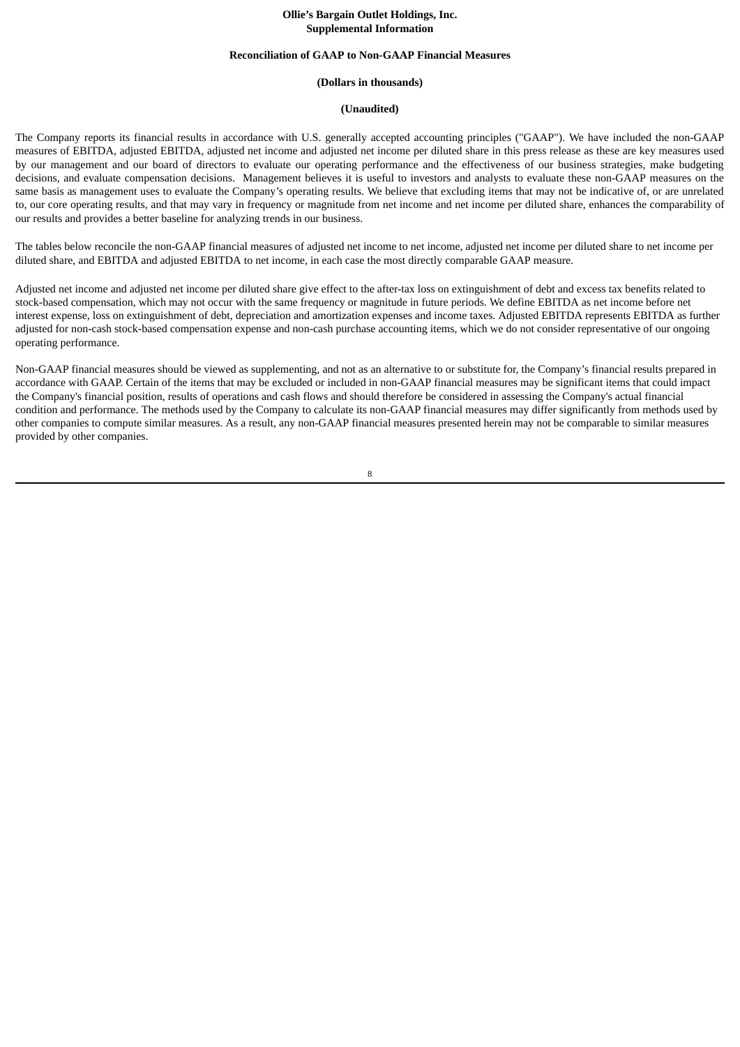**Ollie's Bargain Outlet Holdings, Inc.**
**Supplemental Information**

**Reconciliation of GAAP to Non-GAAP Financial Measures**

**(Dollars in thousands)**

**(Unaudited)**

The Company reports its financial results in accordance with U.S. generally accepted accounting principles ("GAAP"). We have included the non-GAAP measures of EBITDA, adjusted EBITDA, adjusted net income and adjusted net income per diluted share in this press release as these are key measures used by our management and our board of directors to evaluate our operating performance and the effectiveness of our business strategies, make budgeting decisions, and evaluate compensation decisions. Management believes it is useful to investors and analysts to evaluate these non-GAAP measures on the same basis as management uses to evaluate the Company's operating results. We believe that excluding items that may not be indicative of, or are unrelated to, our core operating results, and that may vary in frequency or magnitude from net income and net income per diluted share, enhances the comparability of our results and provides a better baseline for analyzing trends in our business.

The tables below reconcile the non-GAAP financial measures of adjusted net income to net income, adjusted net income per diluted share to net income per diluted share, and EBITDA and adjusted EBITDA to net income, in each case the most directly comparable GAAP measure.

Adjusted net income and adjusted net income per diluted share give effect to the after-tax loss on extinguishment of debt and excess tax benefits related to stock-based compensation, which may not occur with the same frequency or magnitude in future periods. We define EBITDA as net income before net interest expense, loss on extinguishment of debt, depreciation and amortization expenses and income taxes. Adjusted EBITDA represents EBITDA as further adjusted for non-cash stock-based compensation expense and non-cash purchase accounting items, which we do not consider representative of our ongoing operating performance.

Non-GAAP financial measures should be viewed as supplementing, and not as an alternative to or substitute for, the Company's financial results prepared in accordance with GAAP. Certain of the items that may be excluded or included in non-GAAP financial measures may be significant items that could impact the Company's financial position, results of operations and cash flows and should therefore be considered in assessing the Company's actual financial condition and performance. The methods used by the Company to calculate its non-GAAP financial measures may differ significantly from methods used by other companies to compute similar measures. As a result, any non-GAAP financial measures presented herein may not be comparable to similar measures provided by other companies.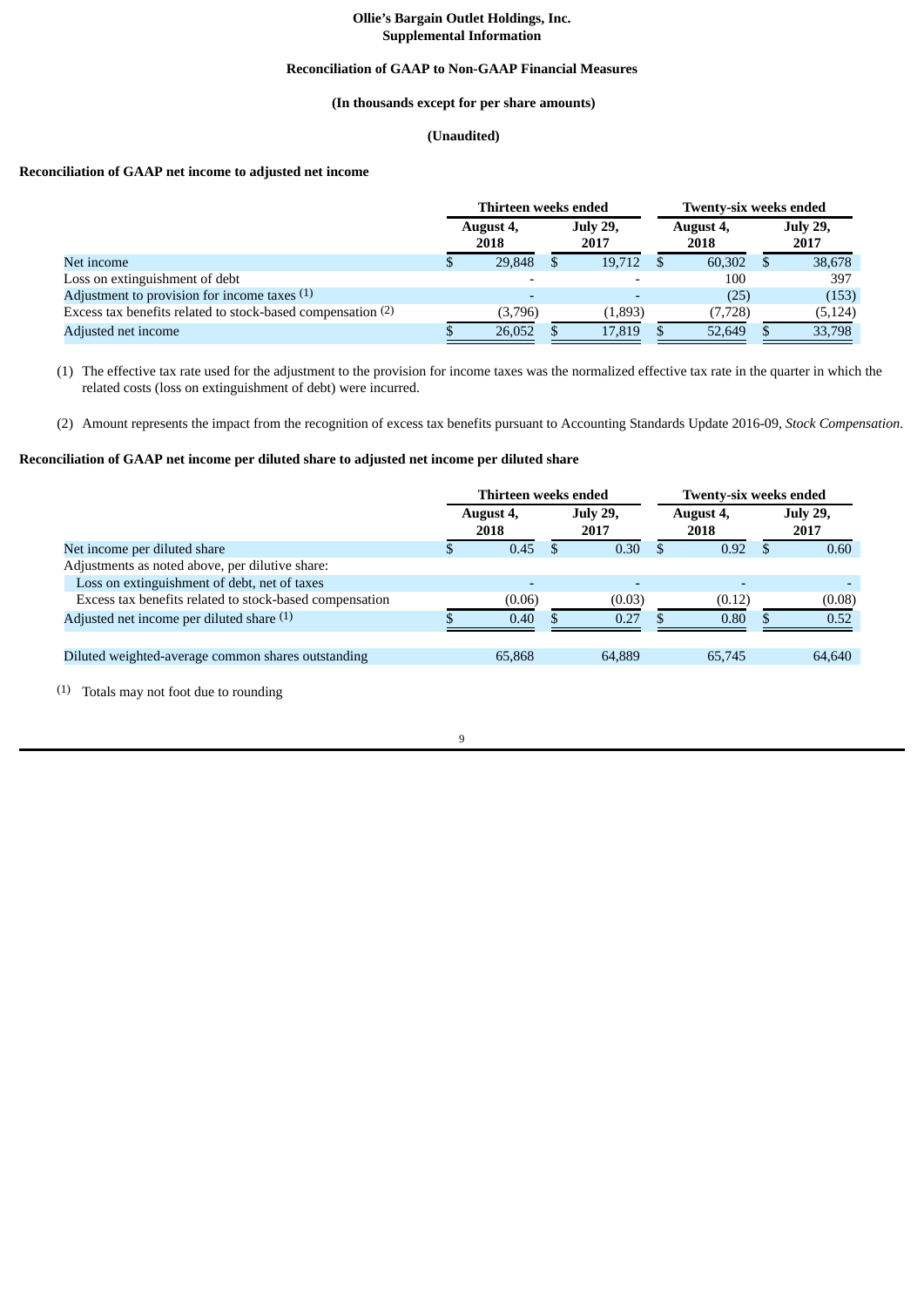**Ollie's Bargain Outlet Holdings, Inc.**
**Supplemental Information**

**Reconciliation of GAAP to Non-GAAP Financial Measures**

**(In thousands except for per share amounts)**

**(Unaudited)**

**Reconciliation of GAAP net income to adjusted net income**

| | Thirteen weeks ended | | Twenty-six weeks ended | |
|---|---|---|---|---|
| | August 4, 2018 | July 29, 2017 | August 4, 2018 | July 29, 2017 |
| Net income | $ 29,848 | $ 19,712 | $ 60,302 | $ 38,678 |
| Loss on extinguishment of debt | - | - | 100 | 397 |
| Adjustment to provision for income taxes [1] | - | - | (25) | (153) |
| Excess tax benefits related to stock-based compensation [2] | (3,796) | (1,893) | (7,728) | (5,124) |
| Adjusted net income | $ 26,052 | $ 17,819 | $ 52,649 | $ 33,798 |

(1) The effective tax rate used for the adjustment to the provision for income taxes was the normalized effective tax rate in the quarter in which the related costs (loss on extinguishment of debt) were incurred.

(2) Amount represents the impact from the recognition of excess tax benefits pursuant to Accounting Standards Update 2016-09, *Stock Compensation*.

**Reconciliation of GAAP net income per diluted share to adjusted net income per diluted share**

| | Thirteen weeks ended | | Twenty-six weeks ended | |
|---|---|---|---|---|
| | August 4, 2018 | July 29, 2017 | August 4, 2018 | July 29, 2017 |
| Net income per diluted share | $ 0.45 | $ 0.30 | $ 0.92 | $ 0.60 |
| Adjustments as noted above, per dilutive share: | | | | |
| Loss on extinguishment of debt, net of taxes | - | - | - | - |
| Excess tax benefits related to stock-based compensation | (0.06) | (0.03) | (0.12) | (0.08) |
| Adjusted net income per diluted share [1] | $ 0.40 | $ 0.27 | $ 0.80 | $ 0.52 |
| Diluted weighted-average common shares outstanding | 65,868 | 64,889 | 65,745 | 64,640 |

(1) Totals may not foot due to rounding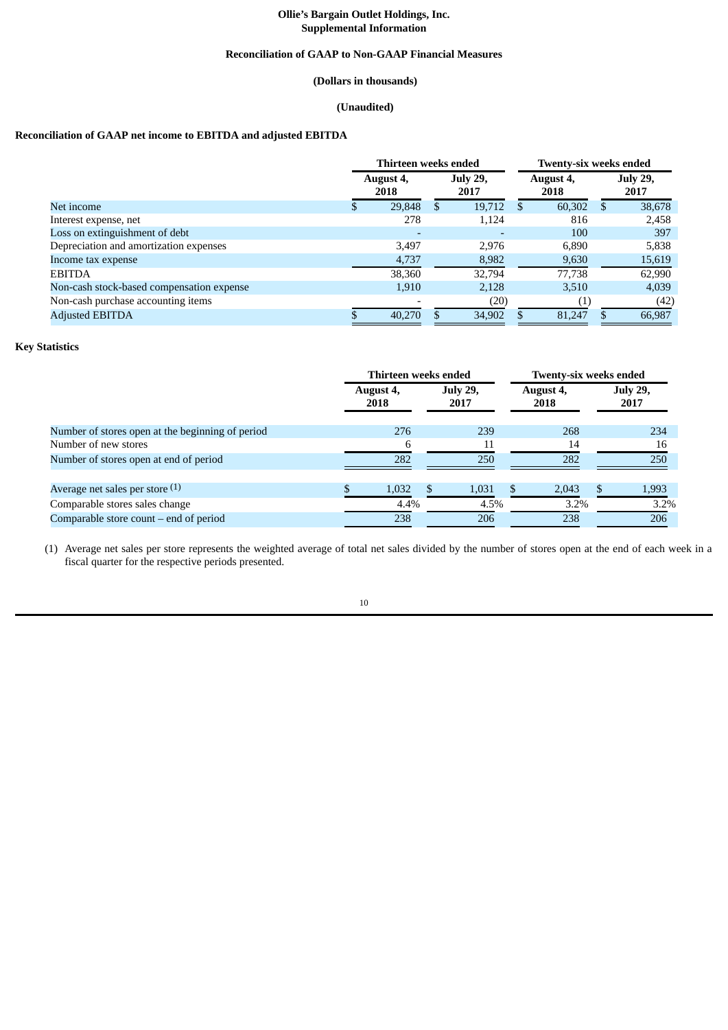**Ollie's Bargain Outlet Holdings, Inc.**
**Supplemental Information**

**Reconciliation of GAAP to Non-GAAP Financial Measures**

**(Dollars in thousands)**

**(Unaudited)**

**Reconciliation of GAAP net income to EBITDA and adjusted EBITDA**

| | Thirteen weeks ended | | Twenty-six weeks ended | |
|---|---|---|---|---|
| | August 4, 2018 | July 29, 2017 | August 4, 2018 | July 29, 2017 |
| Net income | $ 29,848 | $ 19,712 | $ 60,302 | $ 38,678 |
| Interest expense, net | 278 | 1,124 | 816 | 2,458 |
| Loss on extinguishment of debt | - | - | 100 | 397 |
| Depreciation and amortization expenses | 3,497 | 2,976 | 6,890 | 5,838 |
| Income tax expense | 4,737 | 8,982 | 9,630 | 15,619 |
| EBITDA | 38,360 | 32,794 | 77,738 | 62,990 |
| Non-cash stock-based compensation expense | 1,910 | 2,128 | 3,510 | 4,039 |
| Non-cash purchase accounting items | - | (20) | (1) | (42) |
| Adjusted EBITDA | $ 40,270 | $ 34,902 | $ 81,247 | $ 66,987 |

**Key Statistics**

| | Thirteen weeks ended | | Twenty-six weeks ended | |
|---|---|---|---|---|
| | August 4, 2018 | July 29, 2017 | August 4, 2018 | July 29, 2017 |
| Number of stores open at the beginning of period | 276 | 239 | 268 | 234 |
| Number of new stores | 6 | 11 | 14 | 16 |
| Number of stores open at end of period | 282 | 250 | 282 | 250 |
| | | | | |
| Average net sales per store [(1)] | $ 1,032 | $ 1,031 | $ 2,043 | $ 1,993 |
| Comparable stores sales change | 4.4% | 4.5% | 3.2% | 3.2% |
| Comparable store count – end of period | 238 | 206 | 238 | 206 |

(1) Average net sales per store represents the weighted average of total net sales divided by the number of stores open at the end of each week in a fiscal quarter for the respective periods presented.